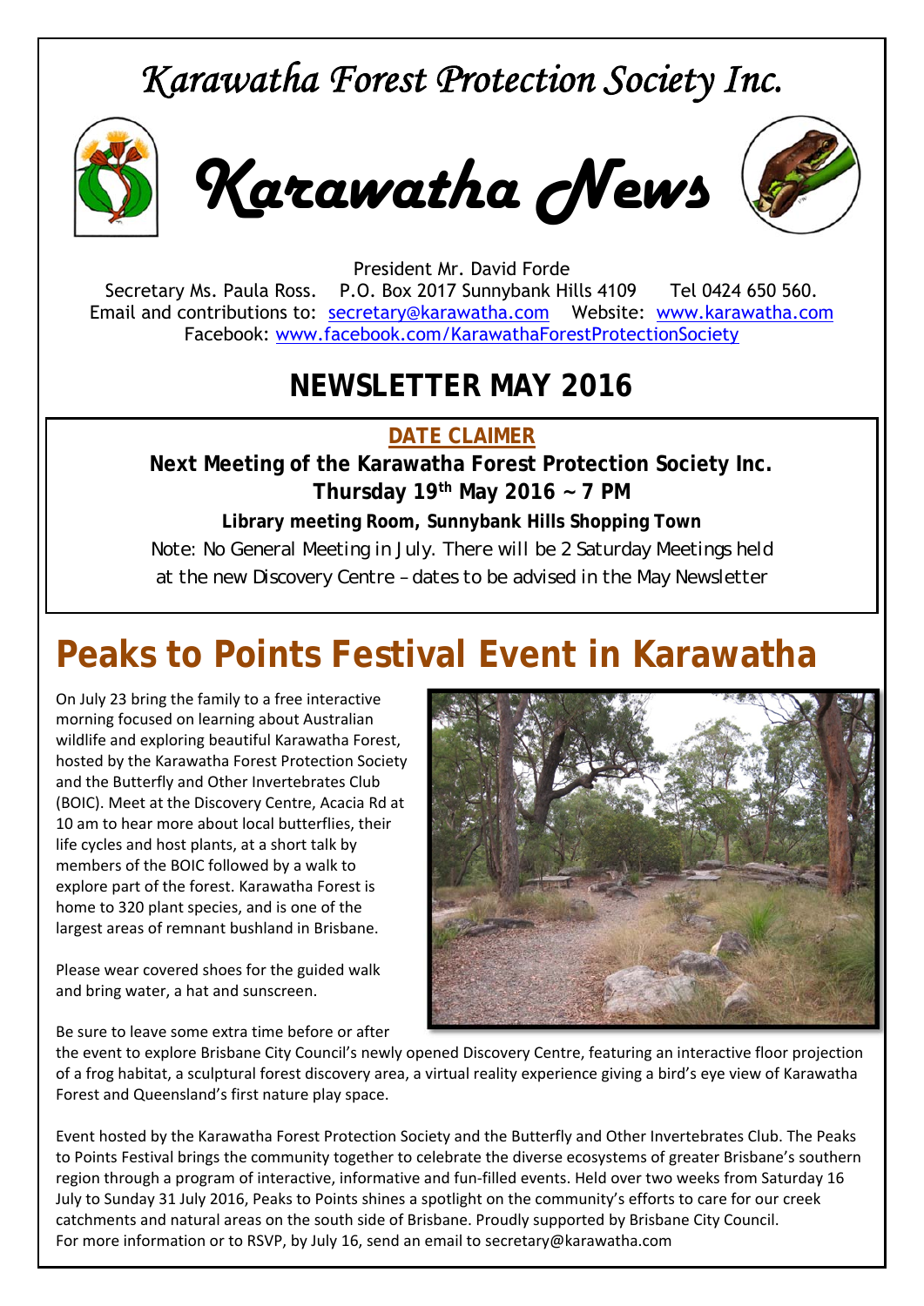# *Karawatha Forest Protection Society Inc.*

# *Karawatha News*

President Mr. David Forde
Secretary Ms. Paula Ross. P.O. Box 2017 Sunnybank Hills 4109 Tel 0424 650 560.
Email and contributions to: secretary@karawatha.com Website: www.karawatha.com
Facebook: www.facebook.com/KarawathaForestProtectionSociety

## NEWSLETTER MAY 2016

**DATE CLAIMER**

**Next Meeting of the Karawatha Forest Protection Society Inc.**
**Thursday 19th May 2016 ~ 7 PM**
**Library meeting Room, Sunnybank Hills Shopping Town**

Note: No General Meeting in July. There will be 2 Saturday Meetings held at the new Discovery Centre – dates to be advised in the May Newsletter

# Peaks to Points Festival Event in Karawatha

On July 23 bring the family to a free interactive morning focused on learning about Australian wildlife and exploring beautiful Karawatha Forest, hosted by the Karawatha Forest Protection Society and the Butterfly and Other Invertebrates Club (BOIC). Meet at the Discovery Centre, Acacia Rd at 10 am to hear more about local butterflies, their life cycles and host plants, at a short talk by members of the BOIC followed by a walk to explore part of the forest. Karawatha Forest is home to 320 plant species, and is one of the largest areas of remnant bushland in Brisbane.

Please wear covered shoes for the guided walk and bring water, a hat and sunscreen.

Be sure to leave some extra time before or after the event to explore Brisbane City Council's newly opened Discovery Centre, featuring an interactive floor projection of a frog habitat, a sculptural forest discovery area, a virtual reality experience giving a bird's eye view of Karawatha Forest and Queensland's first nature play space.

Event hosted by the Karawatha Forest Protection Society and the Butterfly and Other Invertebrates Club. The Peaks to Points Festival brings the community together to celebrate the diverse ecosystems of greater Brisbane's southern region through a program of interactive, informative and fun-filled events. Held over two weeks from Saturday 16 July to Sunday 31 July 2016, Peaks to Points shines a spotlight on the community's efforts to care for our creek catchments and natural areas on the south side of Brisbane. Proudly supported by Brisbane City Council.
For more information or to RSVP, by July 16, send an email to secretary@karawatha.com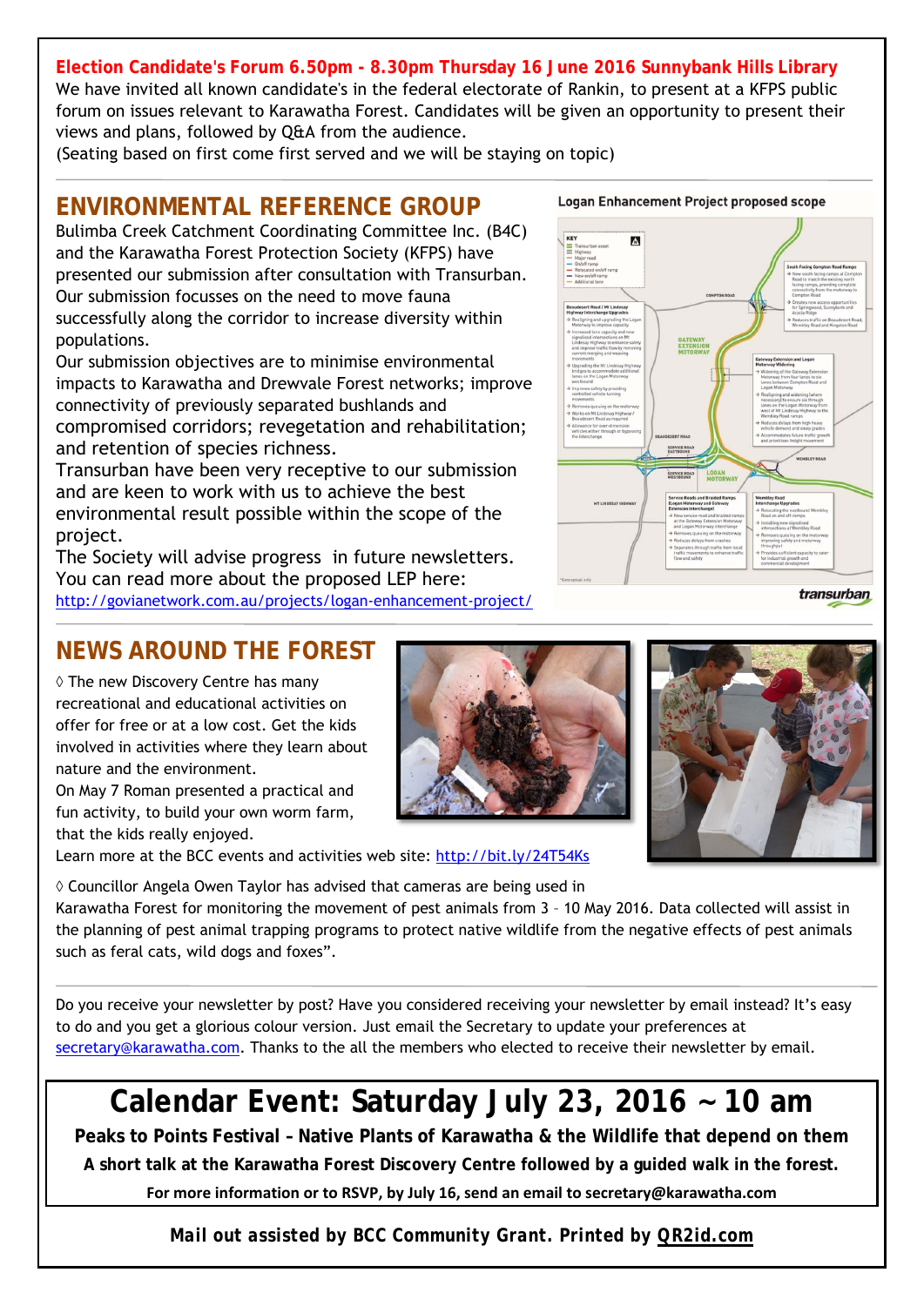**Election Candidate's Forum 6.50pm - 8.30pm Thursday 16 June 2016 Sunnybank Hills Library**

We have invited all known candidate's in the federal electorate of Rankin, to present at a KFPS public forum on issues relevant to Karawatha Forest. Candidates will be given an opportunity to present their views and plans, followed by Q&A from the audience.

(Seating based on first come first served and we will be staying on topic)

## ENVIRONMENTAL REFERENCE GROUP

Bulimba Creek Catchment Coordinating Committee Inc. (B4C) and the Karawatha Forest Protection Society (KFPS) have presented our submission after consultation with Transurban. Our submission focusses on the need to move fauna successfully along the corridor to increase diversity within populations.

Our submission objectives are to minimise environmental impacts to Karawatha and Drewvale Forest networks; improve connectivity of previously separated bushlands and compromised corridors; revegetation and rehabilitation; and retention of species richness.

Transurban have been very receptive to our submission and are keen to work with us to achieve the best environmental result possible within the scope of the project.

The Society will advise progress in future newsletters.

You can read more about the proposed LEP here:
http://govianetwork.com.au/projects/logan-enhancement-project/

Logan Enhancement Project proposed scope

KEY
Transurban asset
Highway
Major road
On/off ramp
Relocated on/off ramp
New on/off ramp
Additional lane

COMPTON ROAD
GATEWAY EXTENSION MOTORWAY
BEAUDESERT ROAD
LOGAN MOTORWAY
WEMBLEY ROAD
MT LINDESAY HIGHWAY
SERVICE ROAD EASTBOUND
SERVICE ROAD WESTBOUND

*Conceptual only

transurban

## NEWS AROUND THE FOREST

◊ The new Discovery Centre has many recreational and educational activities on offer for free or at a low cost. Get the kids involved in activities where they learn about nature and the environment.

On May 7 Roman presented a practical and fun activity, to build your own worm farm, that the kids really enjoyed.

Learn more at the BCC events and activities web site: http://bit.ly/24T54Ks

◊ Councillor Angela Owen Taylor has advised that cameras are being used in Karawatha Forest for monitoring the movement of pest animals from 3 – 10 May 2016. Data collected will assist in the planning of pest animal trapping programs to protect native wildlife from the negative effects of pest animals such as feral cats, wild dogs and foxes".

Do you receive your newsletter by post? Have you considered receiving your newsletter by email instead? It's easy to do and you get a glorious colour version. Just email the Secretary to update your preferences at secretary@karawatha.com. Thanks to the all the members who elected to receive their newsletter by email.

# Calendar Event: Saturday July 23, 2016 ~ 10 am

**Peaks to Points Festival – Native Plants of Karawatha & the Wildlife that depend on them**

**A short talk at the Karawatha Forest Discovery Centre followed by a guided walk in the forest.**

**For more information or to RSVP, by July 16, send an email to secretary@karawatha.com**

***Mail out assisted by BCC Community Grant. Printed by QR2id.com***